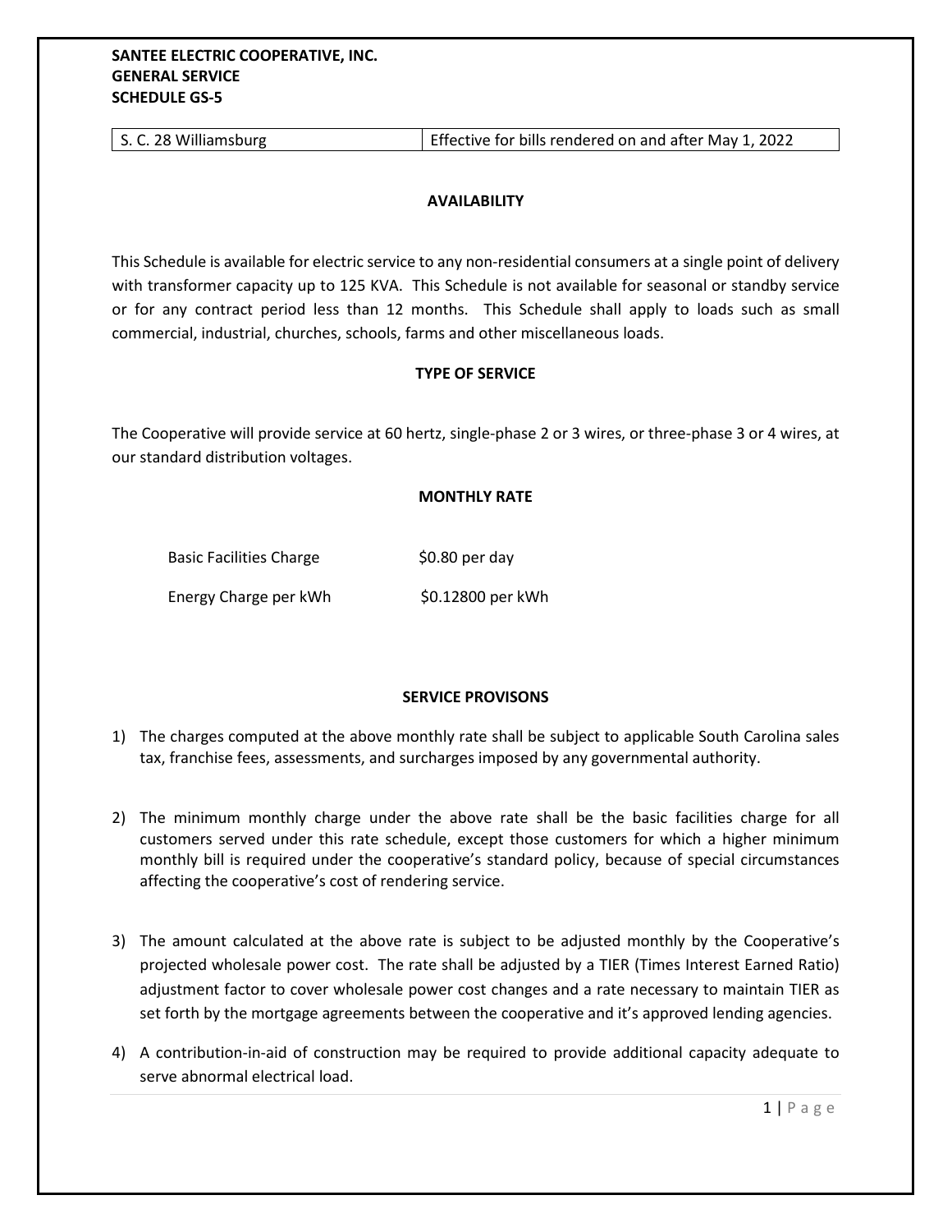**SANTEE ELECTRIC COOPERATIVE, INC.**
**GENERAL SERVICE**
**SCHEDULE GS-5**

| S. C. 28 Williamsburg | Effective for bills rendered on and after May 1, 2022 |
|---|---|

## AVAILABILITY

This Schedule is available for electric service to any non-residential consumers at a single point of delivery with transformer capacity up to 125 KVA. This Schedule is not available for seasonal or standby service or for any contract period less than 12 months. This Schedule shall apply to loads such as small commercial, industrial, churches, schools, farms and other miscellaneous loads.

## TYPE OF SERVICE

The Cooperative will provide service at 60 hertz, single-phase 2 or 3 wires, or three-phase 3 or 4 wires, at our standard distribution voltages.

## MONTHLY RATE

| | |
|---|---|
| Basic Facilities Charge | $0.80 per day |
| Energy Charge per kWh | $0.12800 per kWh |

## SERVICE PROVISONS

1) The charges computed at the above monthly rate shall be subject to applicable South Carolina sales tax, franchise fees, assessments, and surcharges imposed by any governmental authority.

2) The minimum monthly charge under the above rate shall be the basic facilities charge for all customers served under this rate schedule, except those customers for which a higher minimum monthly bill is required under the cooperative's standard policy, because of special circumstances affecting the cooperative's cost of rendering service.

3) The amount calculated at the above rate is subject to be adjusted monthly by the Cooperative's projected wholesale power cost. The rate shall be adjusted by a TIER (Times Interest Earned Ratio) adjustment factor to cover wholesale power cost changes and a rate necessary to maintain TIER as set forth by the mortgage agreements between the cooperative and it's approved lending agencies.

4) A contribution-in-aid of construction may be required to provide additional capacity adequate to serve abnormal electrical load.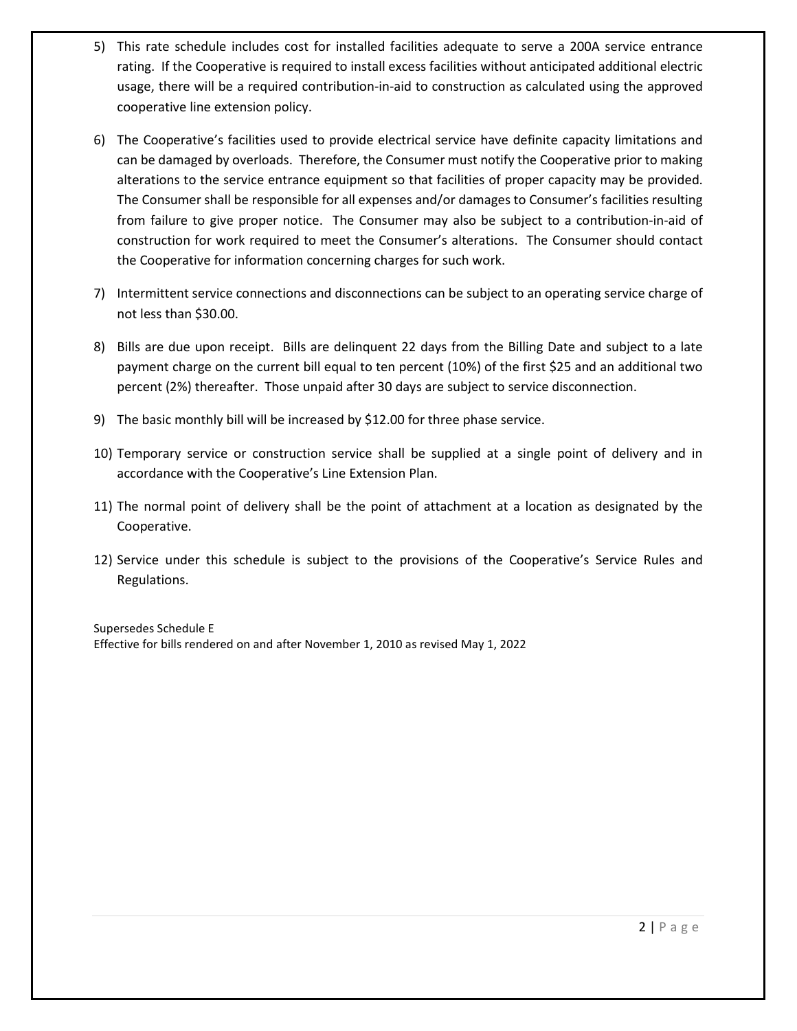5) This rate schedule includes cost for installed facilities adequate to serve a 200A service entrance rating. If the Cooperative is required to install excess facilities without anticipated additional electric usage, there will be a required contribution-in-aid to construction as calculated using the approved cooperative line extension policy.

6) The Cooperative's facilities used to provide electrical service have definite capacity limitations and can be damaged by overloads. Therefore, the Consumer must notify the Cooperative prior to making alterations to the service entrance equipment so that facilities of proper capacity may be provided. The Consumer shall be responsible for all expenses and/or damages to Consumer's facilities resulting from failure to give proper notice. The Consumer may also be subject to a contribution-in-aid of construction for work required to meet the Consumer's alterations. The Consumer should contact the Cooperative for information concerning charges for such work.

7) Intermittent service connections and disconnections can be subject to an operating service charge of not less than $30.00.

8) Bills are due upon receipt. Bills are delinquent 22 days from the Billing Date and subject to a late payment charge on the current bill equal to ten percent (10%) of the first $25 and an additional two percent (2%) thereafter. Those unpaid after 30 days are subject to service disconnection.

9) The basic monthly bill will be increased by $12.00 for three phase service.

10) Temporary service or construction service shall be supplied at a single point of delivery and in accordance with the Cooperative's Line Extension Plan.

11) The normal point of delivery shall be the point of attachment at a location as designated by the Cooperative.

12) Service under this schedule is subject to the provisions of the Cooperative's Service Rules and Regulations.

Supersedes Schedule E
Effective for bills rendered on and after November 1, 2010 as revised May 1, 2022